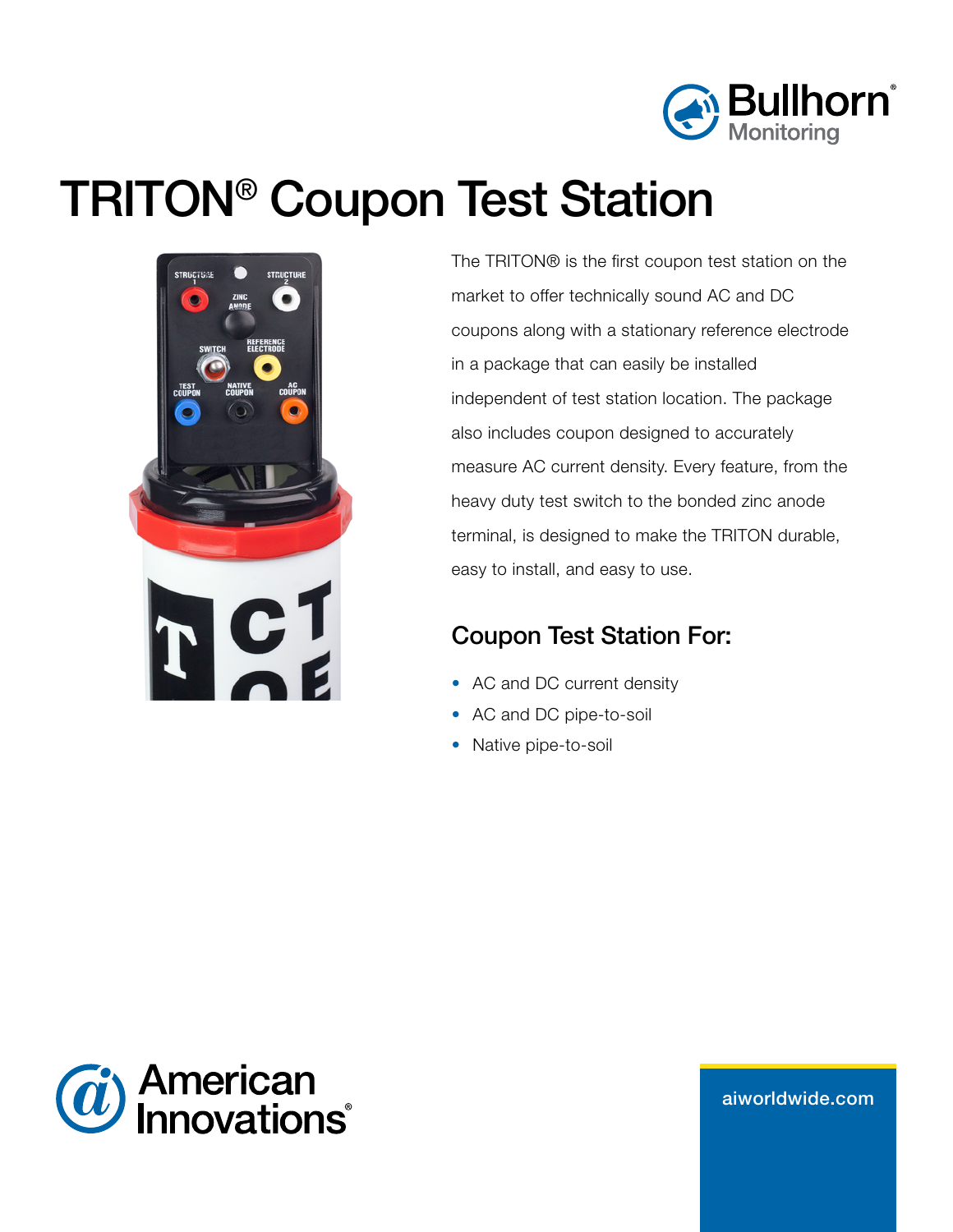Bullhorn® Monitoring

# TRITON® Coupon Test Station

The TRITON® is the first coupon test station on the market to offer technically sound AC and DC coupons along with a stationary reference electrode in a package that can easily be installed independent of test station location. The package also includes coupon designed to accurately measure AC current density. Every feature, from the heavy duty test switch to the bonded zinc anode terminal, is designed to make the TRITON durable, easy to install, and easy to use.

## Coupon Test Station For:

- AC and DC current density
- AC and DC pipe-to-soil
- Native pipe-to-soil

American Innovations®

aiworldwide.com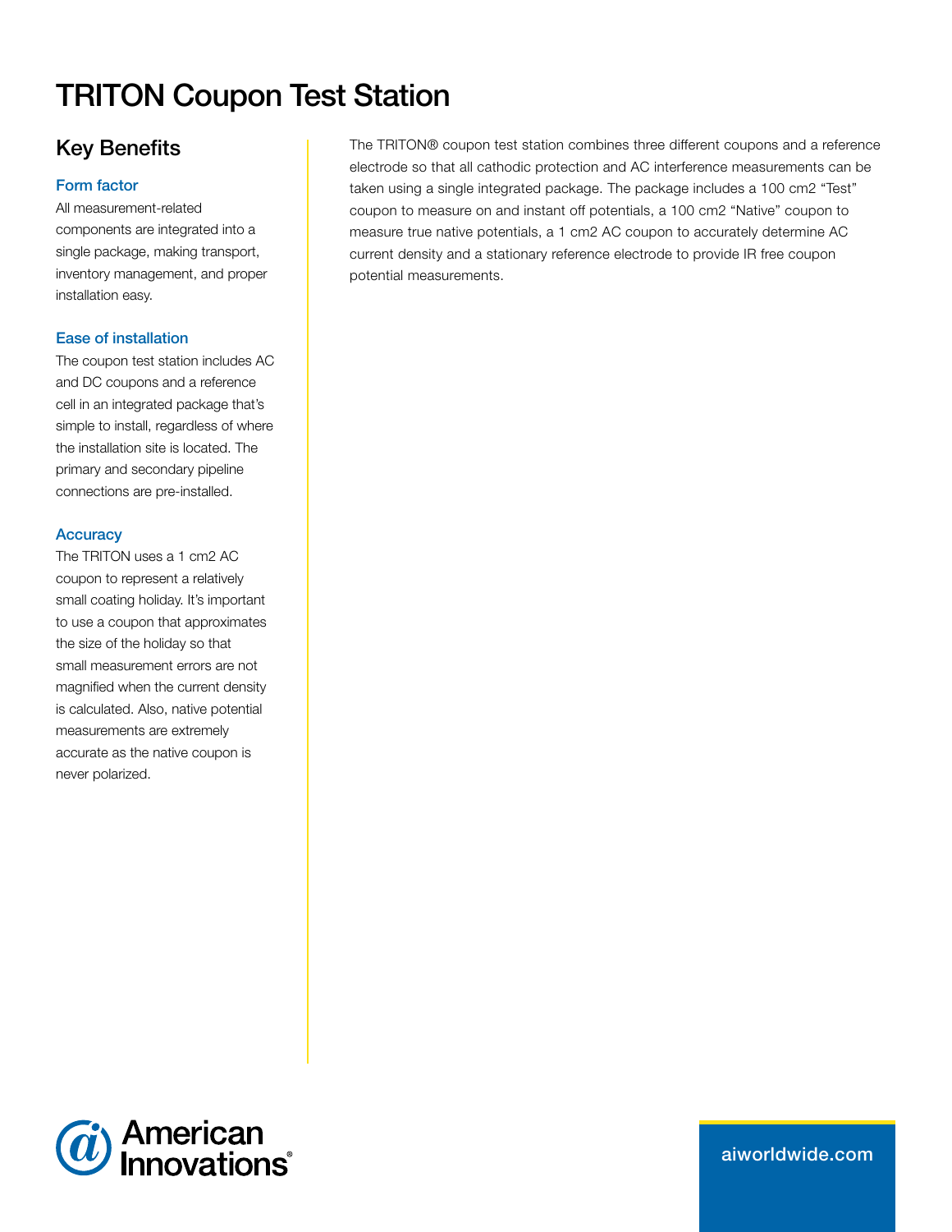# TRITON Coupon Test Station

## Key Benefits

### Form factor

All measurement-related components are integrated into a single package, making transport, inventory management, and proper installation easy.

### Ease of installation

The coupon test station includes AC and DC coupons and a reference cell in an integrated package that's simple to install, regardless of where the installation site is located. The primary and secondary pipeline connections are pre-installed.

### Accuracy

The TRITON uses a 1 cm2 AC coupon to represent a relatively small coating holiday. It's important to use a coupon that approximates the size of the holiday so that small measurement errors are not magnified when the current density is calculated. Also, native potential measurements are extremely accurate as the native coupon is never polarized.

The TRITON® coupon test station combines three different coupons and a reference electrode so that all cathodic protection and AC interference measurements can be taken using a single integrated package. The package includes a 100 cm2 "Test" coupon to measure on and instant off potentials, a 100 cm2 "Native" coupon to measure true native potentials, a 1 cm2 AC coupon to accurately determine AC current density and a stationary reference electrode to provide IR free coupon potential measurements.

American Innovations

aiworldwide.com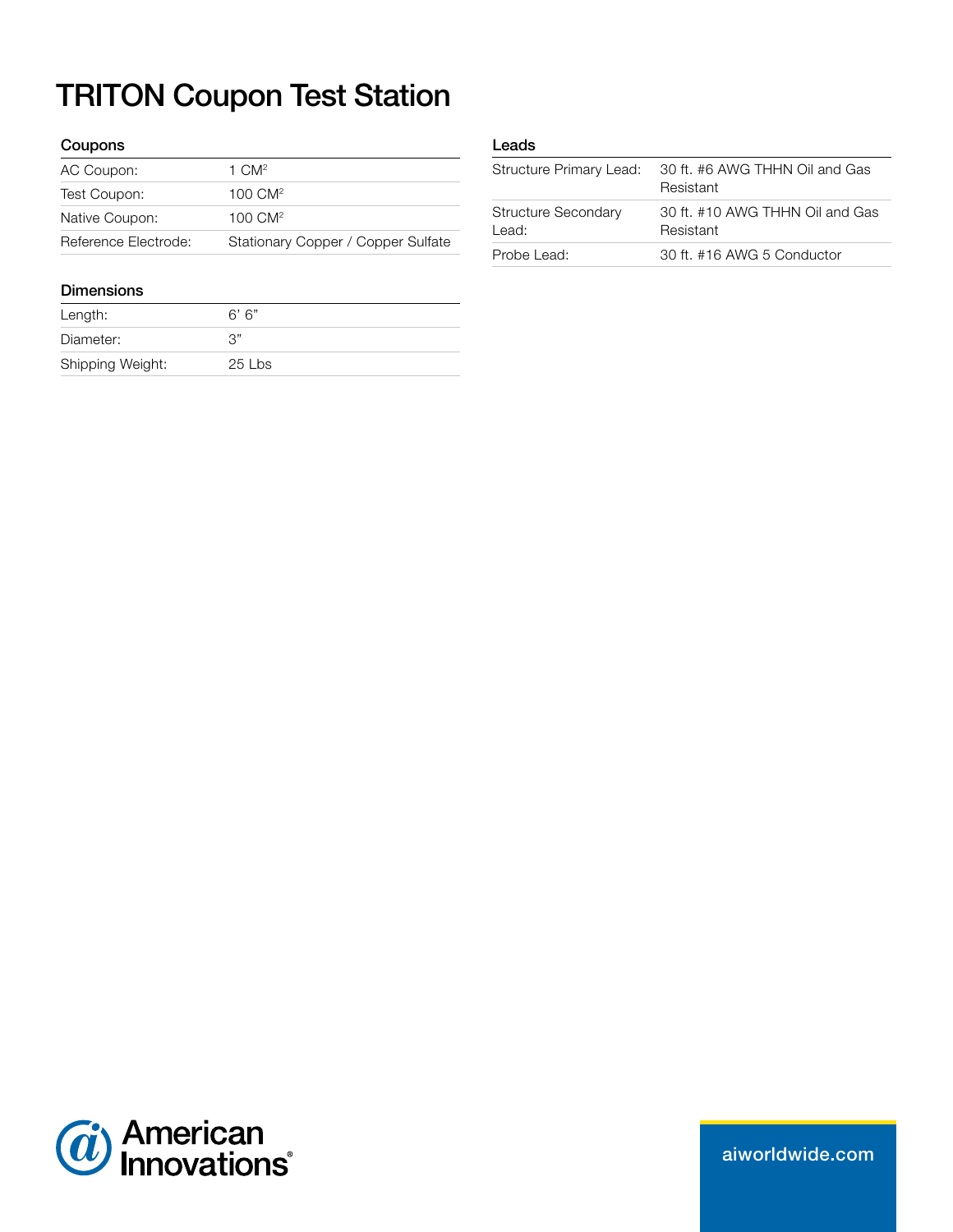# TRITON Coupon Test Station

### Coupons

| | |
|---|---|
| AC Coupon: | 1 $CM^2$ |
| Test Coupon: | 100 $CM^2$ |
| Native Coupon: | 100 $CM^2$ |
| Reference Electrode: | Stationary Copper / Copper Sulfate |

### Dimensions

| | |
|---|---|
| Length: | 6' 6" |
| Diameter: | 3" |
| Shipping Weight: | 25 Lbs |

### Leads

| | |
|---|---|
| Structure Primary Lead: | 30 ft. #6 AWG THHN Oil and Gas Resistant |
| Structure Secondary Lead: | 30 ft. #10 AWG THHN Oil and Gas Resistant |
| Probe Lead: | 30 ft. #16 AWG 5 Conductor |

American Innovations®

aiworldwide.com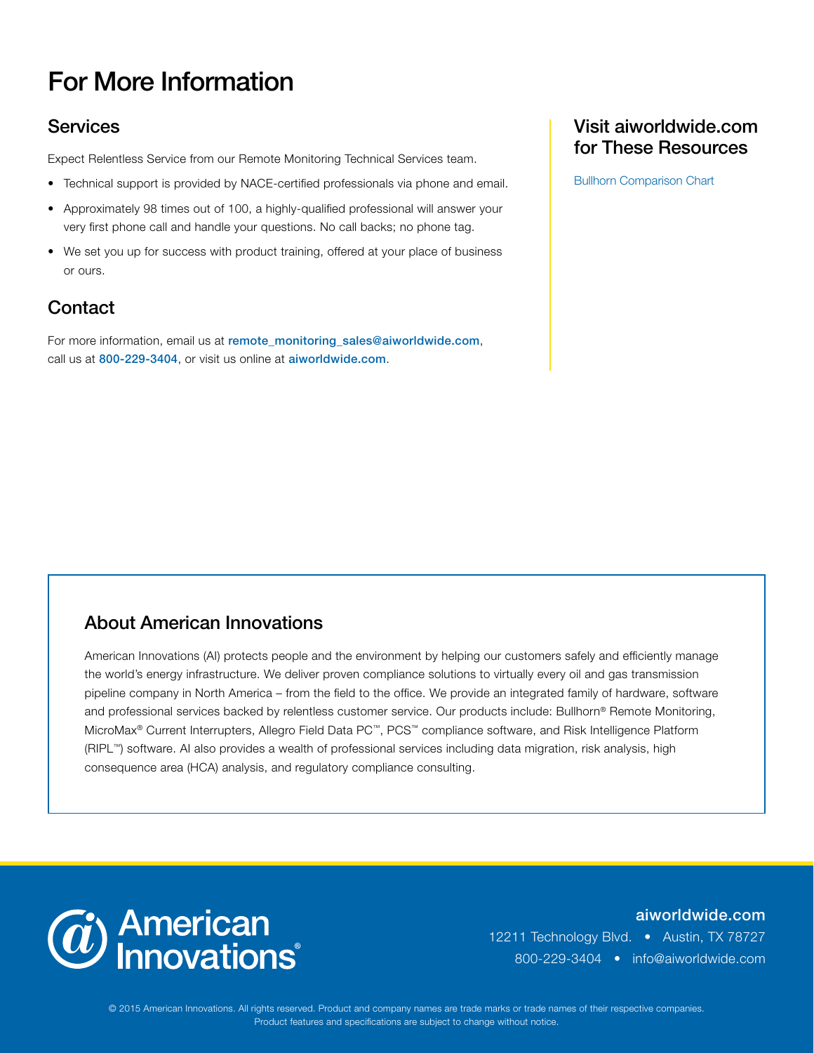# For More Information

## Services

Expect Relentless Service from our Remote Monitoring Technical Services team.

- Technical support is provided by NACE-certified professionals via phone and email.
- Approximately 98 times out of 100, a highly-qualified professional will answer your very first phone call and handle your questions. No call backs; no phone tag.
- We set you up for success with product training, offered at your place of business or ours.

## Contact

For more information, email us at **remote_monitoring_sales@aiworldwide.com**, call us at **800-229-3404**, or visit us online at **aiworldwide.com**.

## Visit aiworldwide.com for These Resources

Bullhorn Comparison Chart

## About American Innovations

American Innovations (AI) protects people and the environment by helping our customers safely and efficiently manage the world's energy infrastructure. We deliver proven compliance solutions to virtually every oil and gas transmission pipeline company in North America – from the field to the office. We provide an integrated family of hardware, software and professional services backed by relentless customer service. Our products include: Bullhorn® Remote Monitoring, MicroMax® Current Interrupters, Allegro Field Data PC™, PCS™ compliance software, and Risk Intelligence Platform (RIPL™) software. AI also provides a wealth of professional services including data migration, risk analysis, high consequence area (HCA) analysis, and regulatory compliance consulting.

American Innovations®

**aiworldwide.com**
12211 Technology Blvd. • Austin, TX 78727
800-229-3404 • info@aiworldwide.com

© 2015 American Innovations. All rights reserved. Product and company names are trade marks or trade names of their respective companies. Product features and specifications are subject to change without notice.